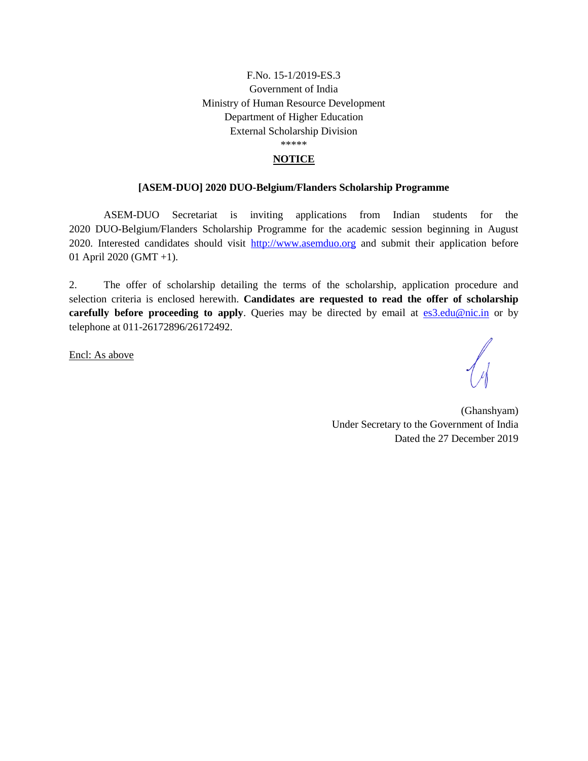F.No. 15-1/2019-ES.3
Government of India
Ministry of Human Resource Development
Department of Higher Education
External Scholarship Division
*****

## NOTICE

**[ASEM-DUO] 2020 DUO-Belgium/Flanders Scholarship Programme**

ASEM-DUO Secretariat is inviting applications from Indian students for the 2020 DUO-Belgium/Flanders Scholarship Programme for the academic session beginning in August 2020. Interested candidates should visit http://www.asemduo.org and submit their application before 01 April 2020 (GMT +1).

2. The offer of scholarship detailing the terms of the scholarship, application procedure and selection criteria is enclosed herewith. **Candidates are requested to read the offer of scholarship carefully before proceeding to apply**. Queries may be directed by email at es3.edu@nic.in or by telephone at 011-26172896/26172492.

Encl: As above

(Ghanshyam)
Under Secretary to the Government of India
Dated the 27 December 2019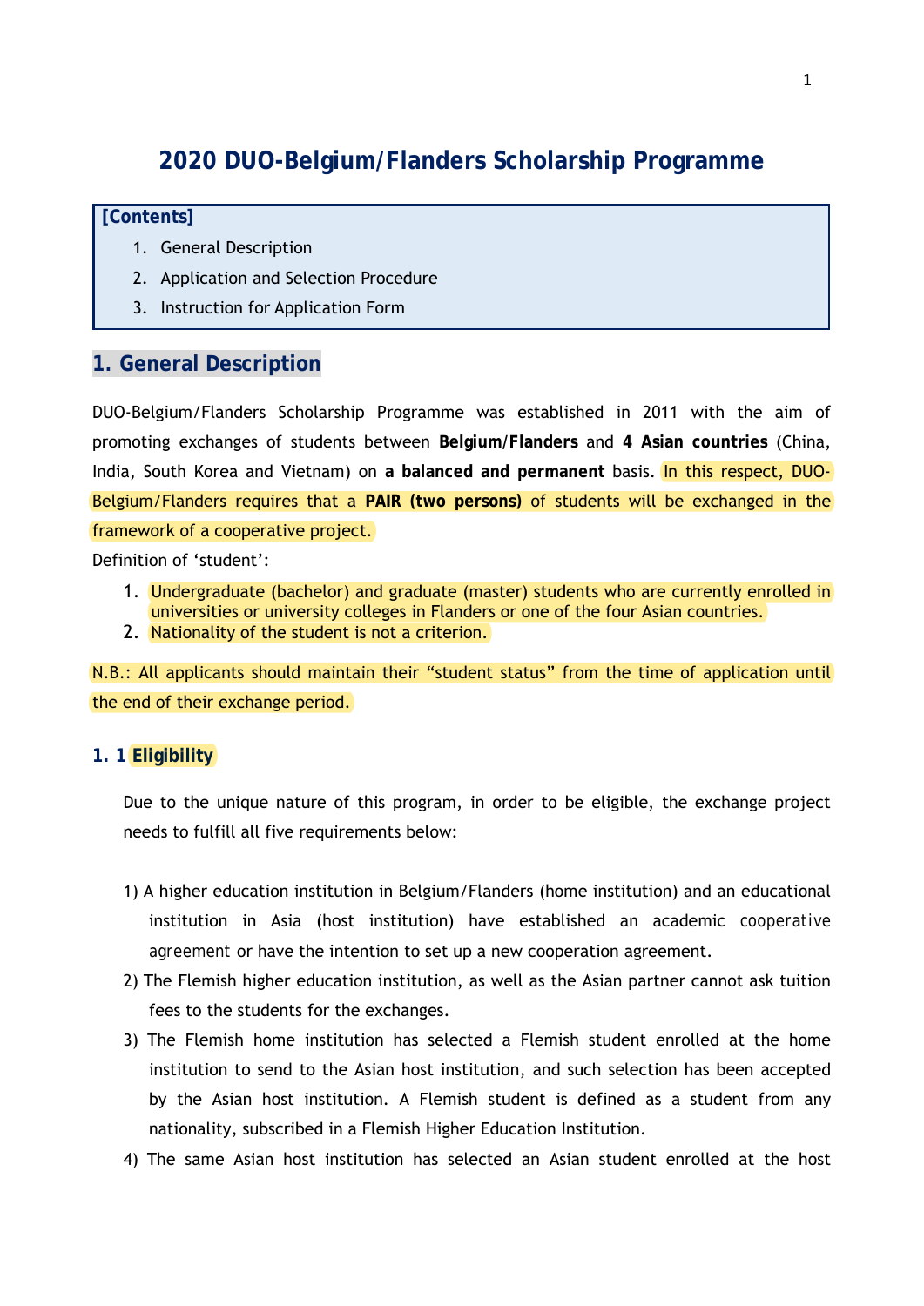# 2020 DUO-Belgium/Flanders Scholarship Programme

**[Contents]**

1. General Description
2. Application and Selection Procedure
3. Instruction for Application Form

## 1. General Description

DUO-Belgium/Flanders Scholarship Programme was established in 2011 with the aim of promoting exchanges of students between **Belgium/Flanders** and **4 Asian countries** (China, India, South Korea and Vietnam) on **a balanced and permanent** basis. In this respect, DUO-Belgium/Flanders requires that a **PAIR (two persons)** of students will be exchanged in the framework of a cooperative project.

Definition of 'student':

1. Undergraduate (bachelor) and graduate (master) students who are currently enrolled in universities or university colleges in Flanders or one of the four Asian countries.
2. Nationality of the student is not a criterion.

N.B.: All applicants should maintain their "student status" from the time of application until the end of their exchange period.

### 1. 1 Eligibility

Due to the unique nature of this program, in order to be eligible, the exchange project needs to fulfill all five requirements below:

1) A higher education institution in Belgium/Flanders (home institution) and an educational institution in Asia (host institution) have established an academic cooperative agreement or have the intention to set up a new cooperation agreement.
2) The Flemish higher education institution, as well as the Asian partner cannot ask tuition fees to the students for the exchanges.
3) The Flemish home institution has selected a Flemish student enrolled at the home institution to send to the Asian host institution, and such selection has been accepted by the Asian host institution. A Flemish student is defined as a student from any nationality, subscribed in a Flemish Higher Education Institution.
4) The same Asian host institution has selected an Asian student enrolled at the host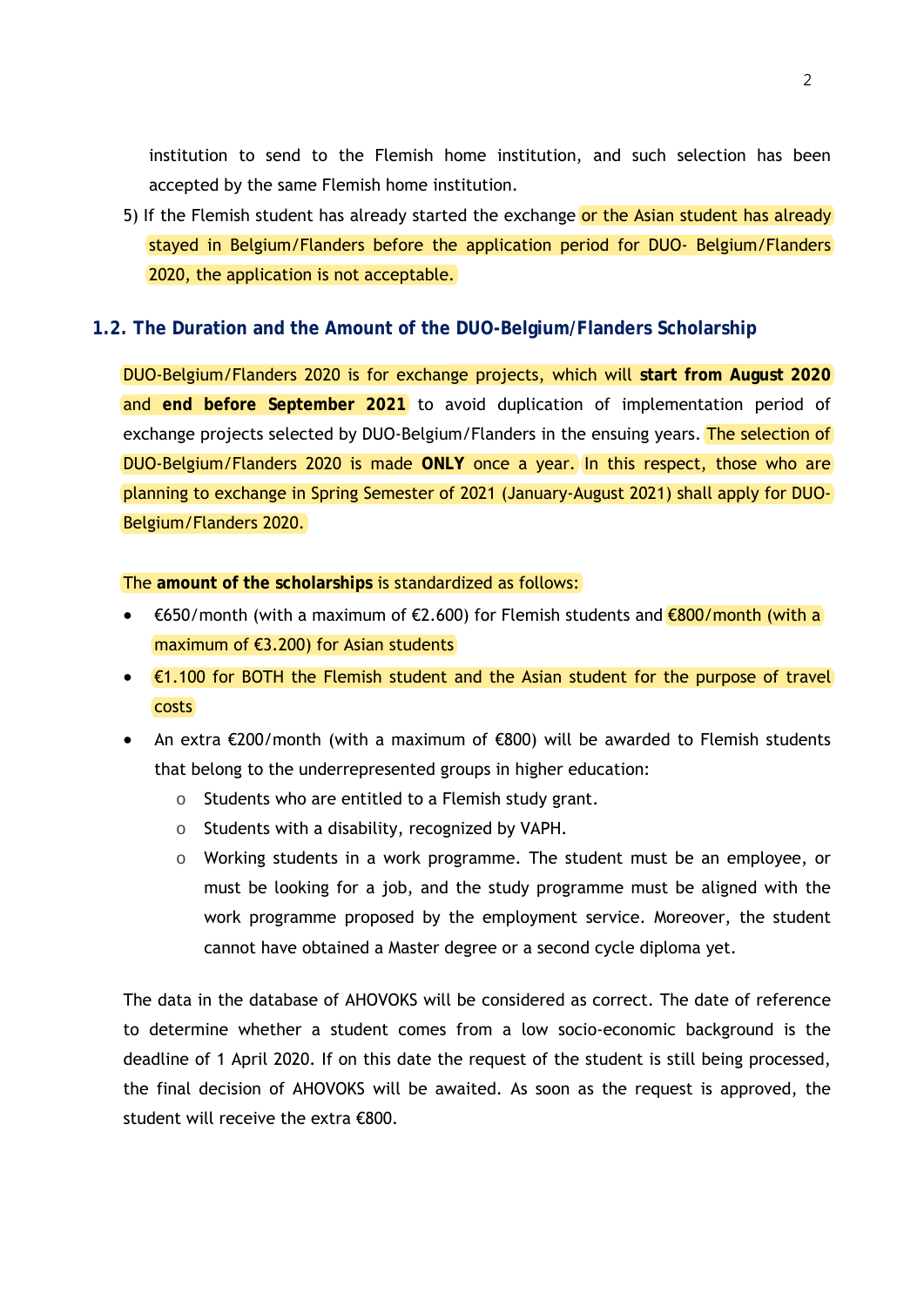institution to send to the Flemish home institution, and such selection has been accepted by the same Flemish home institution.

5) If the Flemish student has already started the exchange or the Asian student has already stayed in Belgium/Flanders before the application period for DUO- Belgium/Flanders 2020, the application is not acceptable.

### 1.2. The Duration and the Amount of the DUO-Belgium/Flanders Scholarship

DUO-Belgium/Flanders 2020 is for exchange projects, which will **start from August 2020** and **end before September 2021** to avoid duplication of implementation period of exchange projects selected by DUO-Belgium/Flanders in the ensuing years. The selection of DUO-Belgium/Flanders 2020 is made **ONLY** once a year. In this respect, those who are planning to exchange in Spring Semester of 2021 (January-August 2021) shall apply for DUO-Belgium/Flanders 2020.

The **amount of the scholarships** is standardized as follows:

- €650/month (with a maximum of €2.600) for Flemish students and €800/month (with a maximum of €3.200) for Asian students
- €1.100 for BOTH the Flemish student and the Asian student for the purpose of travel costs
- An extra €200/month (with a maximum of €800) will be awarded to Flemish students that belong to the underrepresented groups in higher education:
  - Students who are entitled to a Flemish study grant.
  - Students with a disability, recognized by VAPH.
  - Working students in a work programme. The student must be an employee, or must be looking for a job, and the study programme must be aligned with the work programme proposed by the employment service. Moreover, the student cannot have obtained a Master degree or a second cycle diploma yet.

The data in the database of AHOVOKS will be considered as correct. The date of reference to determine whether a student comes from a low socio-economic background is the deadline of 1 April 2020. If on this date the request of the student is still being processed, the final decision of AHOVOKS will be awaited. As soon as the request is approved, the student will receive the extra €800.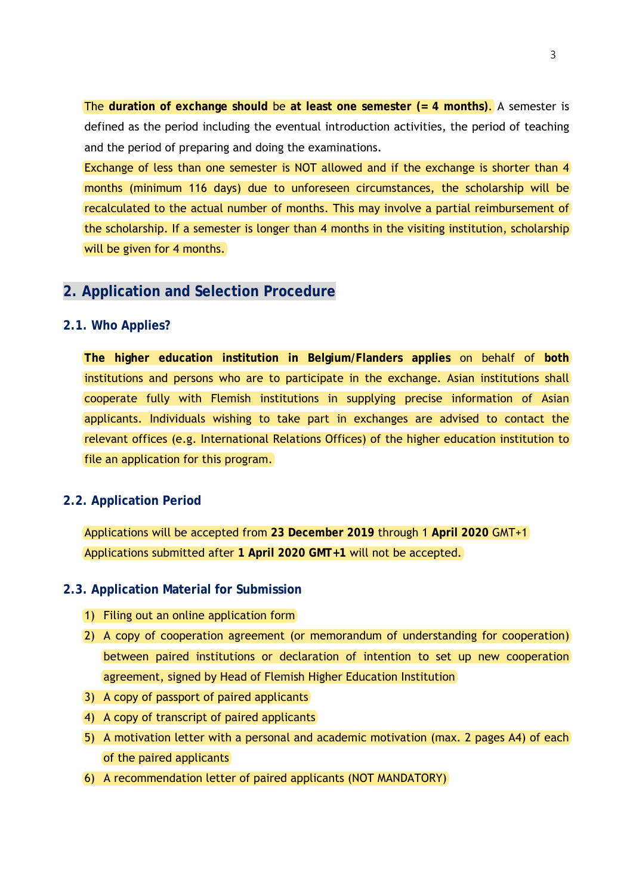The **duration of exchange should** be **at least one semester (= 4 months)**. A semester is defined as the period including the eventual introduction activities, the period of teaching and the period of preparing and doing the examinations.

Exchange of less than one semester is NOT allowed and if the exchange is shorter than 4 months (minimum 116 days) due to unforeseen circumstances, the scholarship will be recalculated to the actual number of months. This may involve a partial reimbursement of the scholarship. If a semester is longer than 4 months in the visiting institution, scholarship will be given for 4 months.

## 2. Application and Selection Procedure

### 2.1. Who Applies?

**The higher education institution in Belgium/Flanders applies** on behalf of **both** institutions and persons who are to participate in the exchange. Asian institutions shall cooperate fully with Flemish institutions in supplying precise information of Asian applicants. Individuals wishing to take part in exchanges are advised to contact the relevant offices (e.g. International Relations Offices) of the higher education institution to file an application for this program.

### 2.2. Application Period

Applications will be accepted from **23 December 2019** through 1 **April 2020** GMT+1
Applications submitted after **1 April 2020 GMT+1** will not be accepted.

### 2.3. Application Material for Submission

1) Filing out an online application form
2) A copy of cooperation agreement (or memorandum of understanding for cooperation) between paired institutions or declaration of intention to set up new cooperation agreement, signed by Head of Flemish Higher Education Institution
3) A copy of passport of paired applicants
4) A copy of transcript of paired applicants
5) A motivation letter with a personal and academic motivation (max. 2 pages A4) of each of the paired applicants
6) A recommendation letter of paired applicants (NOT MANDATORY)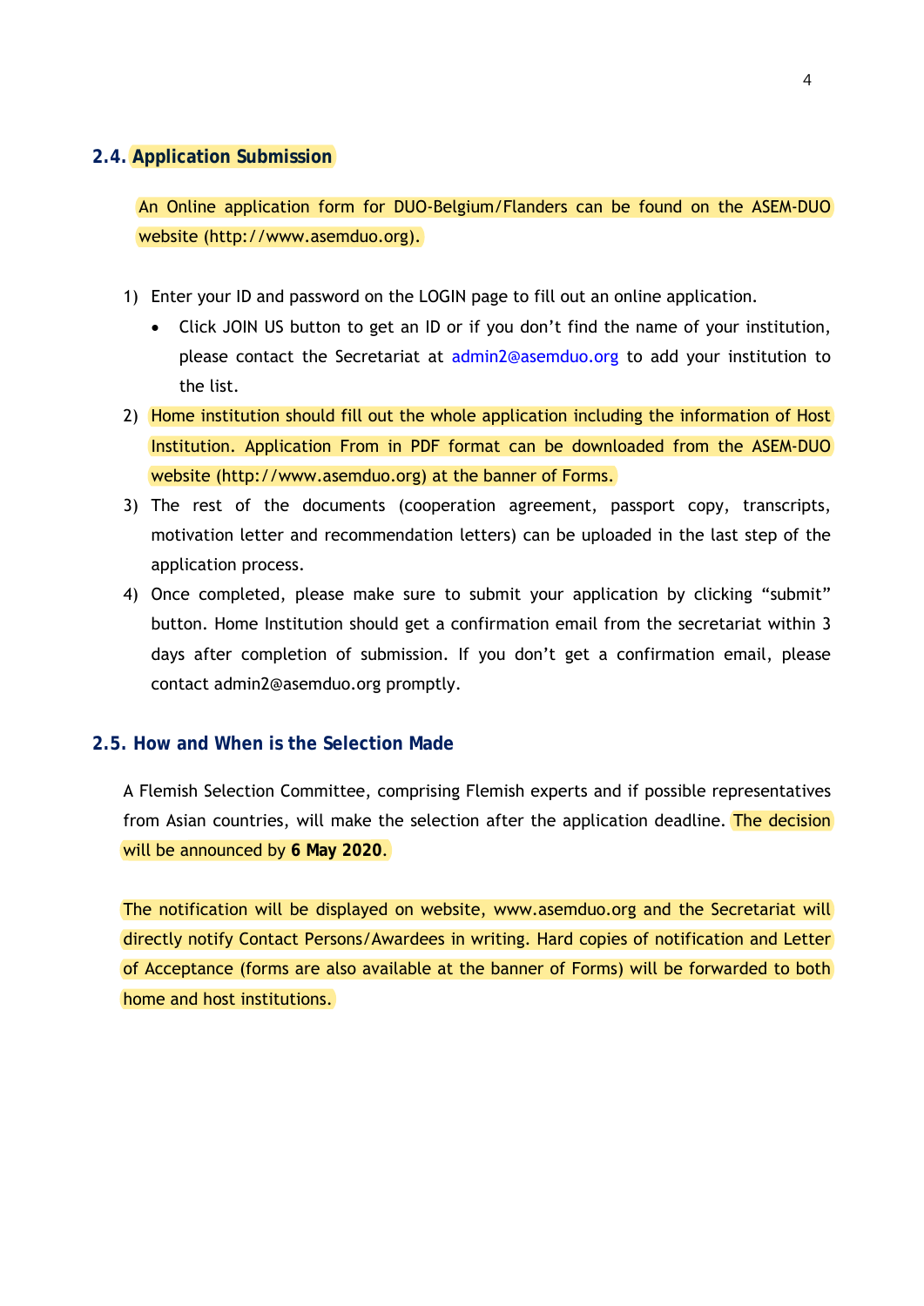### 2.4. Application Submission

An Online application form for DUO-Belgium/Flanders can be found on the ASEM-DUO website (http://www.asemduo.org).

1) Enter your ID and password on the LOGIN page to fill out an online application.
   - Click JOIN US button to get an ID or if you don't find the name of your institution, please contact the Secretariat at admin2@asemduo.org to add your institution to the list.
2) Home institution should fill out the whole application including the information of Host Institution. Application From in PDF format can be downloaded from the ASEM-DUO website (http://www.asemduo.org) at the banner of Forms.
3) The rest of the documents (cooperation agreement, passport copy, transcripts, motivation letter and recommendation letters) can be uploaded in the last step of the application process.
4) Once completed, please make sure to submit your application by clicking "submit" button. Home Institution should get a confirmation email from the secretariat within 3 days after completion of submission. If you don't get a confirmation email, please contact admin2@asemduo.org promptly.

### 2.5. How and When is the Selection Made

A Flemish Selection Committee, comprising Flemish experts and if possible representatives from Asian countries, will make the selection after the application deadline. The decision will be announced by **6 May 2020**.

The notification will be displayed on website, www.asemduo.org and the Secretariat will directly notify Contact Persons/Awardees in writing. Hard copies of notification and Letter of Acceptance (forms are also available at the banner of Forms) will be forwarded to both home and host institutions.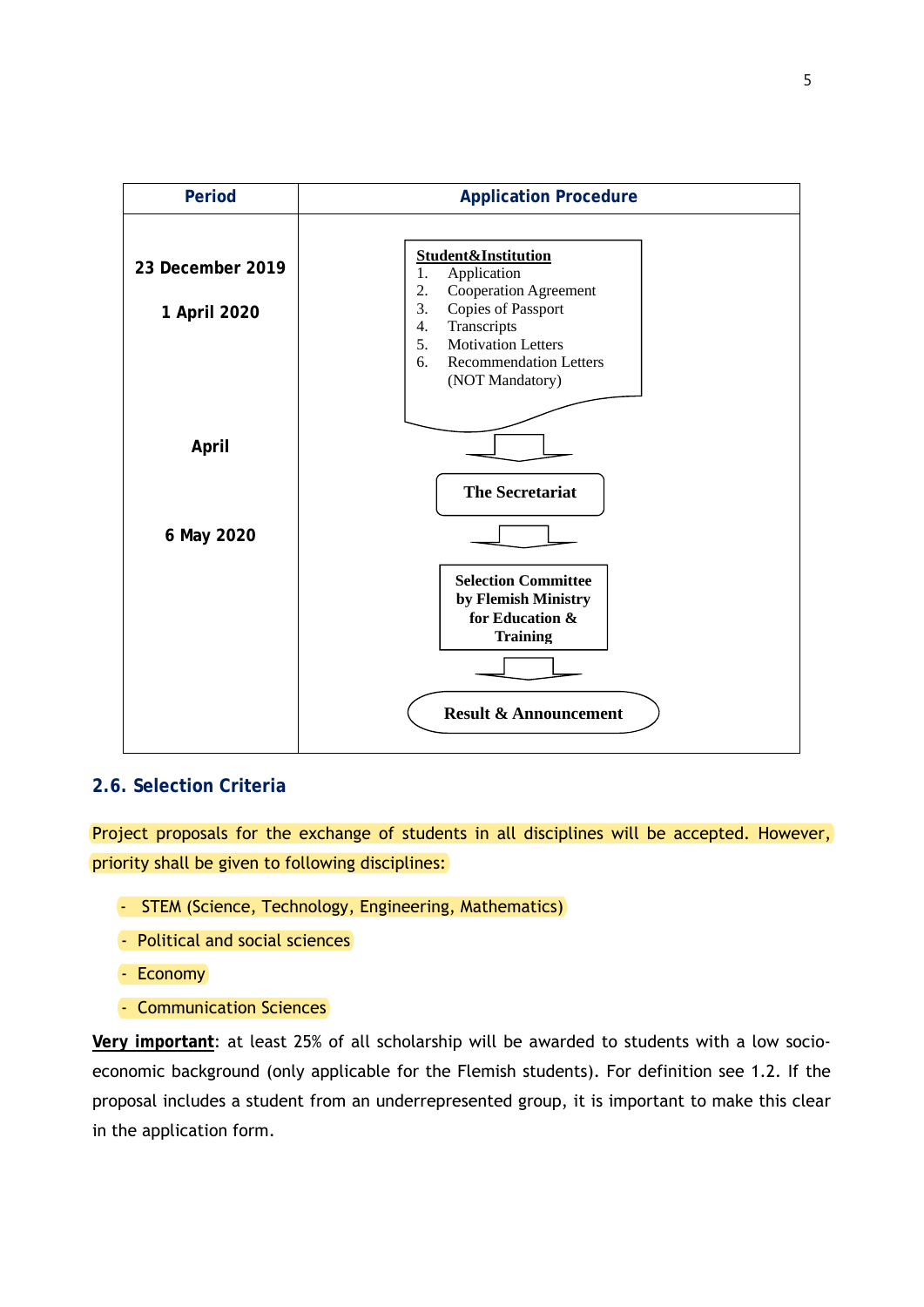| Period | Application Procedure |
|---|---|
| 23 December 2019<br><br>1 April 2020 | **Student&Institution**<br>1. Application<br>2. Cooperation Agreement<br>3. Copies of Passport<br>4. Transcripts<br>5. Motivation Letters<br>6. Recommendation Letters (NOT Mandatory) |
| April | ⇩<br>**The Secretariat** |
| 6 May 2020 | ⇩<br>**Selection Committee by Flemish Ministry for Education & Training** |
| | ⇩<br>**Result & Announcement** |

## 2.6. Selection Criteria

Project proposals for the exchange of students in all disciplines will be accepted. However, priority shall be given to following disciplines:

- STEM (Science, Technology, Engineering, Mathematics)
- Political and social sciences
- Economy
- Communication Sciences

**Very important**: at least 25% of all scholarship will be awarded to students with a low socio-economic background (only applicable for the Flemish students). For definition see 1.2. If the proposal includes a student from an underrepresented group, it is important to make this clear in the application form.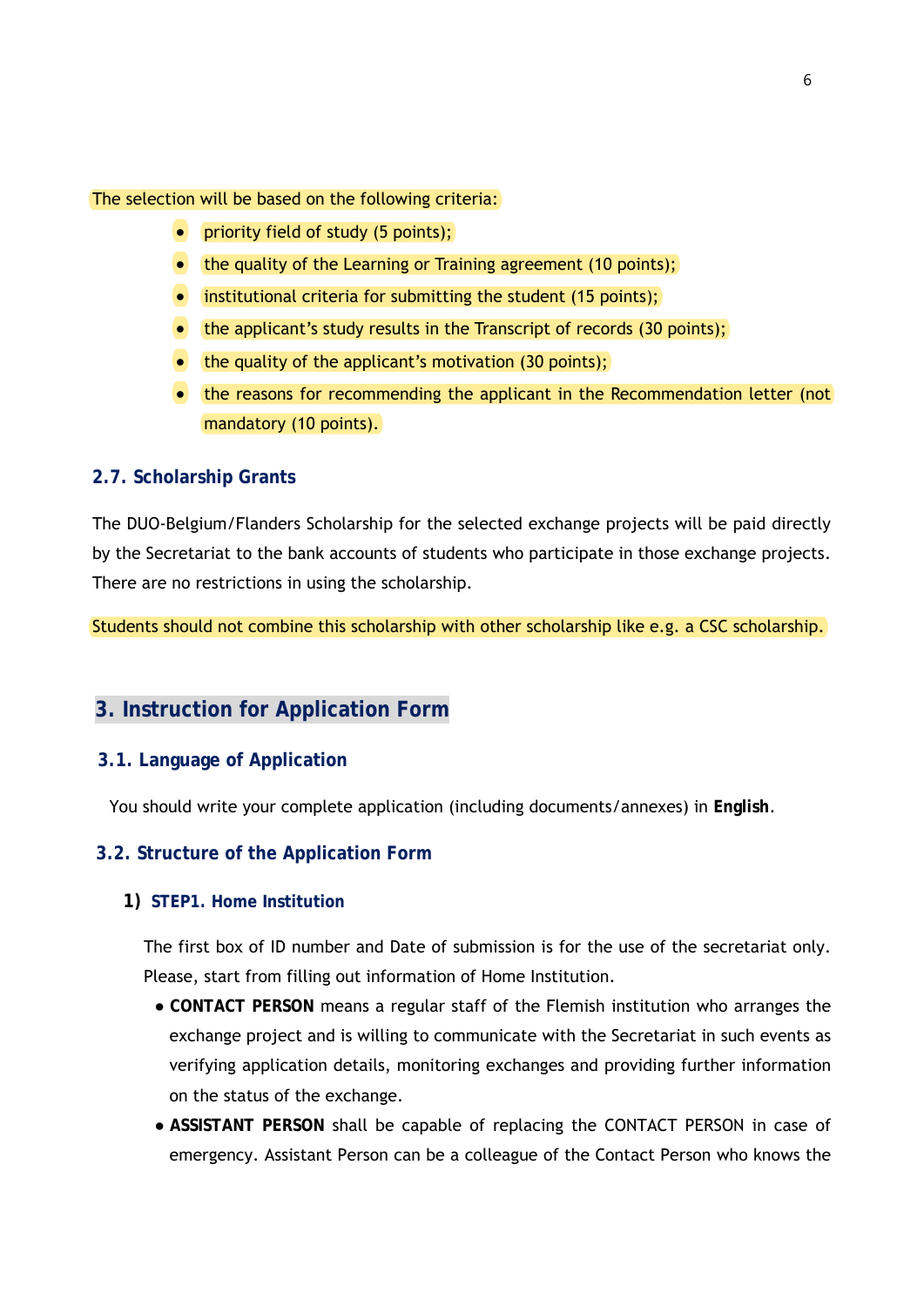The selection will be based on the following criteria:

- priority field of study (5 points);
- the quality of the Learning or Training agreement (10 points);
- institutional criteria for submitting the student (15 points);
- the applicant's study results in the Transcript of records (30 points);
- the quality of the applicant's motivation (30 points);
- the reasons for recommending the applicant in the Recommendation letter (not mandatory (10 points).

### 2.7. Scholarship Grants

The DUO-Belgium/Flanders Scholarship for the selected exchange projects will be paid directly by the Secretariat to the bank accounts of students who participate in those exchange projects. There are no restrictions in using the scholarship.

Students should not combine this scholarship with other scholarship like e.g. a CSC scholarship.

## 3. Instruction for Application Form

### 3.1. Language of Application

You should write your complete application (including documents/annexes) in **English**.

### 3.2. Structure of the Application Form

#### 1) STEP1. Home Institution

The first box of ID number and Date of submission is for the use of the secretariat only. Please, start from filling out information of Home Institution.

- **CONTACT PERSON** means a regular staff of the Flemish institution who arranges the exchange project and is willing to communicate with the Secretariat in such events as verifying application details, monitoring exchanges and providing further information on the status of the exchange.
- **ASSISTANT PERSON** shall be capable of replacing the CONTACT PERSON in case of emergency. Assistant Person can be a colleague of the Contact Person who knows the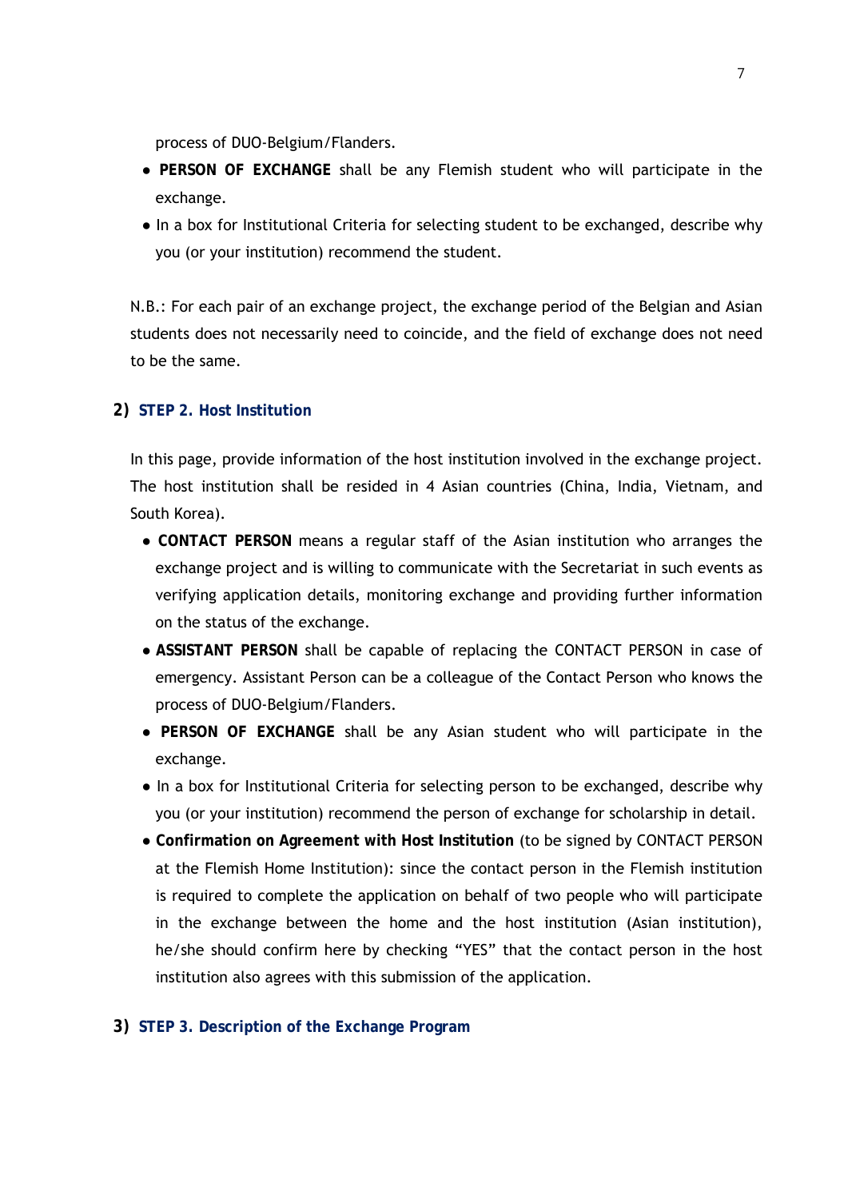process of DUO-Belgium/Flanders.

- **PERSON OF EXCHANGE** shall be any Flemish student who will participate in the exchange.
- In a box for Institutional Criteria for selecting student to be exchanged, describe why you (or your institution) recommend the student.

N.B.: For each pair of an exchange project, the exchange period of the Belgian and Asian students does not necessarily need to coincide, and the field of exchange does not need to be the same.

## 2) STEP 2. Host Institution

In this page, provide information of the host institution involved in the exchange project. The host institution shall be resided in 4 Asian countries (China, India, Vietnam, and South Korea).

- **CONTACT PERSON** means a regular staff of the Asian institution who arranges the exchange project and is willing to communicate with the Secretariat in such events as verifying application details, monitoring exchange and providing further information on the status of the exchange.
- **ASSISTANT PERSON** shall be capable of replacing the CONTACT PERSON in case of emergency. Assistant Person can be a colleague of the Contact Person who knows the process of DUO-Belgium/Flanders.
- **PERSON OF EXCHANGE** shall be any Asian student who will participate in the exchange.
- In a box for Institutional Criteria for selecting person to be exchanged, describe why you (or your institution) recommend the person of exchange for scholarship in detail.
- **Confirmation on Agreement with Host Institution** (to be signed by CONTACT PERSON at the Flemish Home Institution): since the contact person in the Flemish institution is required to complete the application on behalf of two people who will participate in the exchange between the home and the host institution (Asian institution), he/she should confirm here by checking “YES” that the contact person in the host institution also agrees with this submission of the application.

## 3) STEP 3. Description of the Exchange Program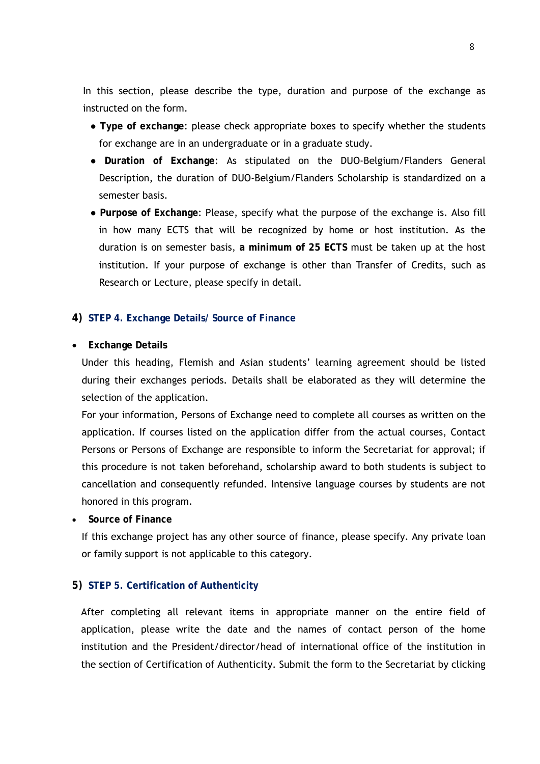In this section, please describe the type, duration and purpose of the exchange as instructed on the form.

- **Type of exchange**: please check appropriate boxes to specify whether the students for exchange are in an undergraduate or in a graduate study.
- **Duration of Exchange**: As stipulated on the DUO-Belgium/Flanders General Description, the duration of DUO-Belgium/Flanders Scholarship is standardized on a semester basis.
- **Purpose of Exchange**: Please, specify what the purpose of the exchange is. Also fill in how many ECTS that will be recognized by home or host institution. As the duration is on semester basis, **a minimum of 25 ECTS** must be taken up at the host institution. If your purpose of exchange is other than Transfer of Credits, such as Research or Lecture, please specify in detail.

### 4) STEP 4. Exchange Details/ Source of Finance

- **Exchange Details**

  Under this heading, Flemish and Asian students' learning agreement should be listed during their exchanges periods. Details shall be elaborated as they will determine the selection of the application.

  For your information, Persons of Exchange need to complete all courses as written on the application. If courses listed on the application differ from the actual courses, Contact Persons or Persons of Exchange are responsible to inform the Secretariat for approval; if this procedure is not taken beforehand, scholarship award to both students is subject to cancellation and consequently refunded. Intensive language courses by students are not honored in this program.

- **Source of Finance**

  If this exchange project has any other source of finance, please specify. Any private loan or family support is not applicable to this category.

### 5) STEP 5. Certification of Authenticity

After completing all relevant items in appropriate manner on the entire field of application, please write the date and the names of contact person of the home institution and the President/director/head of international office of the institution in the section of Certification of Authenticity. Submit the form to the Secretariat by clicking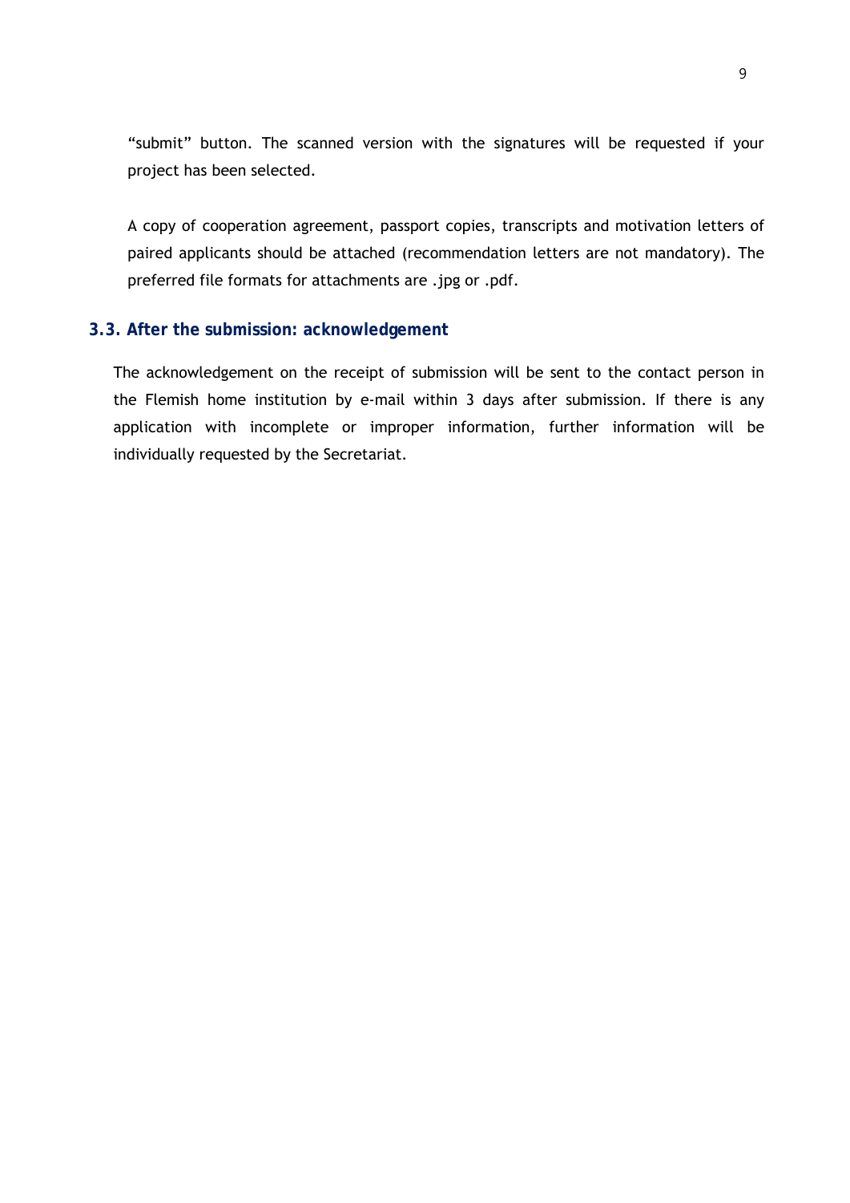"submit" button. The scanned version with the signatures will be requested if your project has been selected.

A copy of cooperation agreement, passport copies, transcripts and motivation letters of paired applicants should be attached (recommendation letters are not mandatory). The preferred file formats for attachments are .jpg or .pdf.

### 3.3. After the submission: acknowledgement

The acknowledgement on the receipt of submission will be sent to the contact person in the Flemish home institution by e-mail within 3 days after submission. If there is any application with incomplete or improper information, further information will be individually requested by the Secretariat.